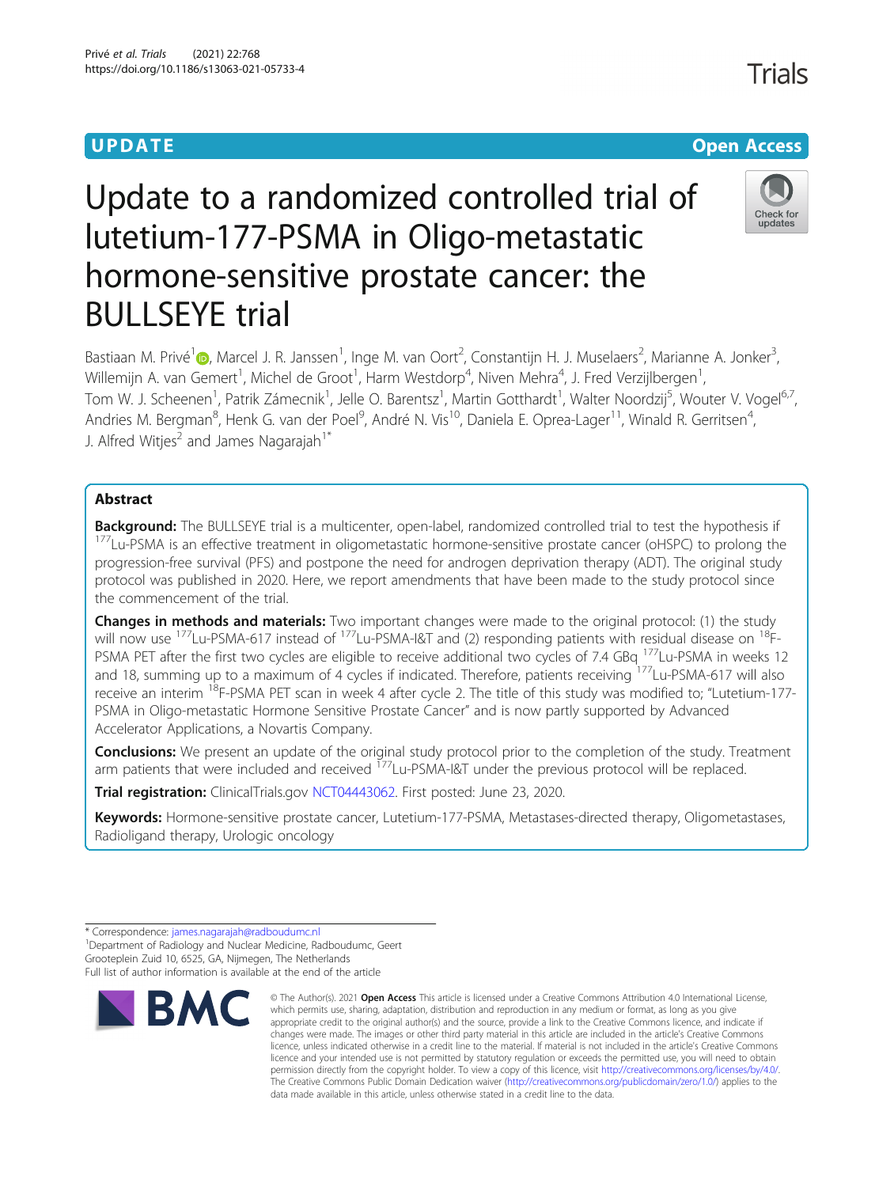UPDATE

Open Access

# Update to a randomized controlled trial of lutetium-177-PSMA in Oligo-metastatic hormone-sensitive prostate cancer: the BULLSEYE trial

Bastiaan M. Privé[1], Marcel J. R. Janssen[1], Inge M. van Oort[2], Constantijn H. J. Muselaers[2], Marianne A. Jonker[3], Willemijn A. van Gemert[1], Michel de Groot[1], Harm Westdorp[4], Niven Mehra[4], J. Fred Verzijlbergen[1], Tom W. J. Scheenen[1], Patrik Zámecnik[1], Jelle O. Barentsz[1], Martin Gotthardt[1], Walter Noordzij[5], Wouter V. Vogel[6,7], Andries M. Bergman[8], Henk G. van der Poel[9], André N. Vis[10], Daniela E. Oprea-Lager[11], Winald R. Gerritsen[4], J. Alfred Witjes[2] and James Nagarajah[1*]

## Abstract

**Background:** The BULLSEYE trial is a multicenter, open-label, randomized controlled trial to test the hypothesis if $^{177}$Lu-PSMA is an effective treatment in oligometastatic hormone-sensitive prostate cancer (oHSPC) to prolong the progression-free survival (PFS) and postpone the need for androgen deprivation therapy (ADT). The original study protocol was published in 2020. Here, we report amendments that have been made to the study protocol since the commencement of the trial.

**Changes in methods and materials:** Two important changes were made to the original protocol: (1) the study will now use $^{177}$Lu-PSMA-617 instead of $^{177}$Lu-PSMA-I&T and (2) responding patients with residual disease on $^{18}$F-PSMA PET after the first two cycles are eligible to receive additional two cycles of 7.4 GBq $^{177}$Lu-PSMA in weeks 12 and 18, summing up to a maximum of 4 cycles if indicated. Therefore, patients receiving $^{177}$Lu-PSMA-617 will also receive an interim $^{18}$F-PSMA PET scan in week 4 after cycle 2. The title of this study was modified to; "Lutetium-177-PSMA in Oligo-metastatic Hormone Sensitive Prostate Cancer" and is now partly supported by Advanced Accelerator Applications, a Novartis Company.

**Conclusions:** We present an update of the original study protocol prior to the completion of the study. Treatment arm patients that were included and received $^{177}$Lu-PSMA-I&T under the previous protocol will be replaced.

**Trial registration:** ClinicalTrials.gov NCT04443062. First posted: June 23, 2020.

**Keywords:** Hormone-sensitive prostate cancer, Lutetium-177-PSMA, Metastases-directed therapy, Oligometastases, Radioligand therapy, Urologic oncology

\* Correspondence: james.nagarajah@radboudumc.nl
[1]Department of Radiology and Nuclear Medicine, Radboudumc, Geert Grooteplein Zuid 10, 6525, GA, Nijmegen, The Netherlands
Full list of author information is available at the end of the article

© The Author(s). 2021 **Open Access** This article is licensed under a Creative Commons Attribution 4.0 International License, which permits use, sharing, adaptation, distribution and reproduction in any medium or format, as long as you give appropriate credit to the original author(s) and the source, provide a link to the Creative Commons licence, and indicate if changes were made. The images or other third party material in this article are included in the article's Creative Commons licence, unless indicated otherwise in a credit line to the material. If material is not included in the article's Creative Commons licence and your intended use is not permitted by statutory regulation or exceeds the permitted use, you will need to obtain permission directly from the copyright holder. To view a copy of this licence, visit http://creativecommons.org/licenses/by/4.0/. The Creative Commons Public Domain Dedication waiver (http://creativecommons.org/publicdomain/zero/1.0/) applies to the data made available in this article, unless otherwise stated in a credit line to the data.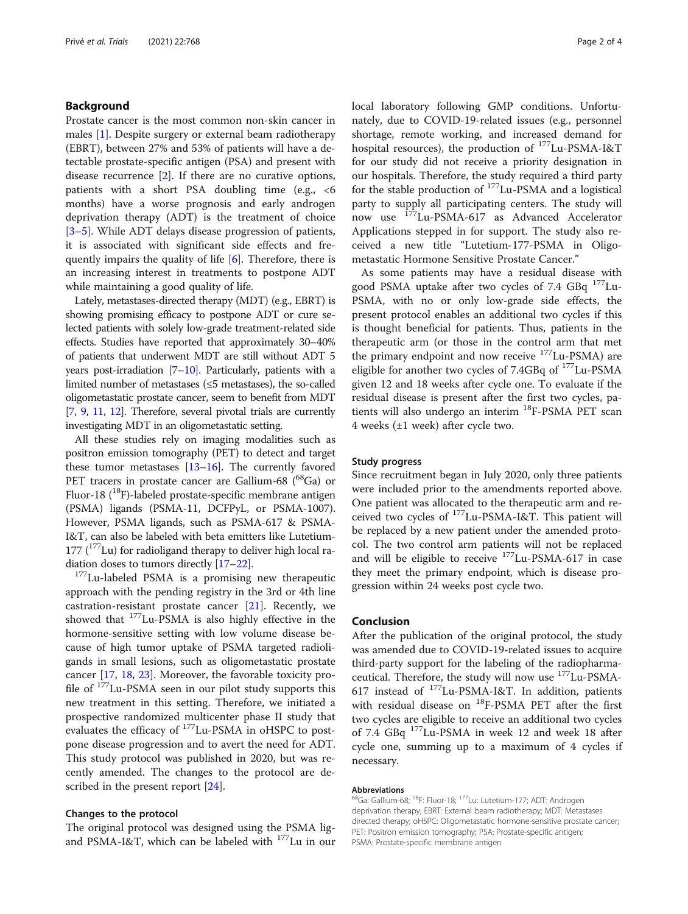## Background

Prostate cancer is the most common non-skin cancer in males [1]. Despite surgery or external beam radiotherapy (EBRT), between 27% and 53% of patients will have a detectable prostate-specific antigen (PSA) and present with disease recurrence [2]. If there are no curative options, patients with a short PSA doubling time (e.g., <6 months) have a worse prognosis and early androgen deprivation therapy (ADT) is the treatment of choice [3–5]. While ADT delays disease progression of patients, it is associated with significant side effects and frequently impairs the quality of life [6]. Therefore, there is an increasing interest in treatments to postpone ADT while maintaining a good quality of life.

Lately, metastases-directed therapy (MDT) (e.g., EBRT) is showing promising efficacy to postpone ADT or cure selected patients with solely low-grade treatment-related side effects. Studies have reported that approximately 30–40% of patients that underwent MDT are still without ADT 5 years post-irradiation [7–10]. Particularly, patients with a limited number of metastases (≤5 metastases), the so-called oligometastatic prostate cancer, seem to benefit from MDT [7, 9, 11, 12]. Therefore, several pivotal trials are currently investigating MDT in an oligometastatic setting.

All these studies rely on imaging modalities such as positron emission tomography (PET) to detect and target these tumor metastases [13–16]. The currently favored PET tracers in prostate cancer are Gallium-68 ($^{68}$Ga) or Fluor-18 ($^{18}$F)-labeled prostate-specific membrane antigen (PSMA) ligands (PSMA-11, DCFPyL, or PSMA-1007). However, PSMA ligands, such as PSMA-617 & PSMA-I&T, can also be labeled with beta emitters like Lutetium-177 ($^{177}$Lu) for radioligand therapy to deliver high local radiation doses to tumors directly [17–22].

$^{177}$Lu-labeled PSMA is a promising new therapeutic approach with the pending registry in the 3rd or 4th line castration-resistant prostate cancer [21]. Recently, we showed that $^{177}$Lu-PSMA is also highly effective in the hormone-sensitive setting with low volume disease because of high tumor uptake of PSMA targeted radioligands in small lesions, such as oligometastatic prostate cancer [17, 18, 23]. Moreover, the favorable toxicity profile of $^{177}$Lu-PSMA seen in our pilot study supports this new treatment in this setting. Therefore, we initiated a prospective randomized multicenter phase II study that evaluates the efficacy of $^{177}$Lu-PSMA in oHSPC to postpone disease progression and to avert the need for ADT. This study protocol was published in 2020, but was recently amended. The changes to the protocol are described in the present report [24].

### Changes to the protocol

The original protocol was designed using the PSMA ligand PSMA-I&T, which can be labeled with $^{177}$Lu in our local laboratory following GMP conditions. Unfortunately, due to COVID-19-related issues (e.g., personnel shortage, remote working, and increased demand for hospital resources), the production of $^{177}$Lu-PSMA-I&T for our study did not receive a priority designation in our hospitals. Therefore, the study required a third party for the stable production of $^{177}$Lu-PSMA and a logistical party to supply all participating centers. The study will now use $^{177}$Lu-PSMA-617 as Advanced Accelerator Applications stepped in for support. The study also received a new title "Lutetium-177-PSMA in Oligo-metastatic Hormone Sensitive Prostate Cancer."

As some patients may have a residual disease with good PSMA uptake after two cycles of 7.4 GBq $^{177}$Lu-PSMA, with no or only low-grade side effects, the present protocol enables an additional two cycles if this is thought beneficial for patients. Thus, patients in the therapeutic arm (or those in the control arm that met the primary endpoint and now receive $^{177}$Lu-PSMA) are eligible for another two cycles of 7.4GBq of $^{177}$Lu-PSMA given 12 and 18 weeks after cycle one. To evaluate if the residual disease is present after the first two cycles, patients will also undergo an interim $^{18}$F-PSMA PET scan 4 weeks (±1 week) after cycle two.

### Study progress

Since recruitment began in July 2020, only three patients were included prior to the amendments reported above. One patient was allocated to the therapeutic arm and received two cycles of $^{177}$Lu-PSMA-I&T. This patient will be replaced by a new patient under the amended protocol. The two control arm patients will not be replaced and will be eligible to receive $^{177}$Lu-PSMA-617 in case they meet the primary endpoint, which is disease progression within 24 weeks post cycle two.

## Conclusion

After the publication of the original protocol, the study was amended due to COVID-19-related issues to acquire third-party support for the labeling of the radiopharmaceutical. Therefore, the study will now use $^{177}$Lu-PSMA-617 instead of $^{177}$Lu-PSMA-I&T. In addition, patients with residual disease on $^{18}$F-PSMA PET after the first two cycles are eligible to receive an additional two cycles of 7.4 GBq $^{177}$Lu-PSMA in week 12 and week 18 after cycle one, summing up to a maximum of 4 cycles if necessary.

#### Abbreviations

$^{68}$Ga: Gallium-68; $^{18}$F: Fluor-18; $^{177}$Lu: Lutetium-177; ADT: Androgen deprivation therapy; EBRT: External beam radiotherapy; MDT: Metastases directed therapy; oHSPC: Oligometastatic hormone-sensitive prostate cancer; PET: Positron emission tomography; PSA: Prostate-specific antigen; PSMA: Prostate-specific membrane antigen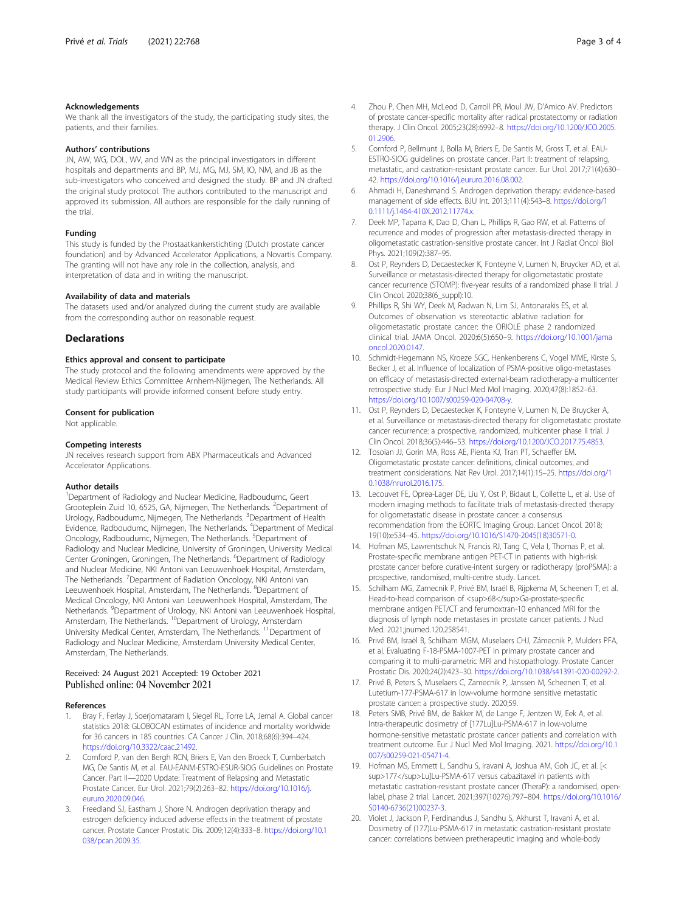### Acknowledgements

We thank all the investigators of the study, the participating study sites, the patients, and their families.

### Authors' contributions

JN, AW, WG, DOL, WV, and WN as the principal investigators in different hospitals and departments and BP, MJ, MG, MJ, SM, IO, NM, and JB as the sub-investigators who conceived and designed the study. BP and JN drafted the original study protocol. The authors contributed to the manuscript and approved its submission. All authors are responsible for the daily running of the trial.

### Funding

This study is funded by the Prostaatkankerstichting (Dutch prostate cancer foundation) and by Advanced Accelerator Applications, a Novartis Company. The granting will not have any role in the collection, analysis, and interpretation of data and in writing the manuscript.

### Availability of data and materials

The datasets used and/or analyzed during the current study are available from the corresponding author on reasonable request.

## Declarations

### Ethics approval and consent to participate

The study protocol and the following amendments were approved by the Medical Review Ethics Committee Arnhem-Nijmegen, The Netherlands. All study participants will provide informed consent before study entry.

### Consent for publication

Not applicable.

### Competing interests

JN receives research support from ABX Pharmaceuticals and Advanced Accelerator Applications.

### Author details

[1]Department of Radiology and Nuclear Medicine, Radboudumc, Geert Grooteplein Zuid 10, 6525, GA, Nijmegen, The Netherlands. [2]Department of Urology, Radboudumc, Nijmegen, The Netherlands. [3]Department of Health Evidence, Radboudumc, Nijmegen, The Netherlands. [4]Department of Medical Oncology, Radboudumc, Nijmegen, The Netherlands. [5]Department of Radiology and Nuclear Medicine, University of Groningen, University Medical Center Groningen, Groningen, The Netherlands. [6]Department of Radiology and Nuclear Medicine, NKI Antoni van Leeuwenhoek Hospital, Amsterdam, The Netherlands. [7]Department of Radiation Oncology, NKI Antoni van Leeuwenhoek Hospital, Amsterdam, The Netherlands. [8]Department of Medical Oncology, NKI Antoni van Leeuwenhoek Hospital, Amsterdam, The Netherlands. [9]Department of Urology, NKI Antoni van Leeuwenhoek Hospital, Amsterdam, The Netherlands. [10]Department of Urology, Amsterdam University Medical Center, Amsterdam, The Netherlands. [11]Department of Radiology and Nuclear Medicine, Amsterdam University Medical Center, Amsterdam, The Netherlands.

Received: 24 August 2021 Accepted: 19 October 2021
Published online: 04 November 2021

### References

1. Bray F, Ferlay J, Soerjomataram I, Siegel RL, Torre LA, Jemal A. Global cancer statistics 2018: GLOBOCAN estimates of incidence and mortality worldwide for 36 cancers in 185 countries. CA Cancer J Clin. 2018;68(6):394–424. https://doi.org/10.3322/caac.21492.
2. Cornford P, van den Bergh RCN, Briers E, Van den Broeck T, Cumberbatch MG, De Santis M, et al. EAU-EANM-ESTRO-ESUR-SIOG Guidelines on Prostate Cancer. Part II—2020 Update: Treatment of Relapsing and Metastatic Prostate Cancer. Eur Urol. 2021;79(2):263–82. https://doi.org/10.1016/j.eururo.2020.09.046.
3. Freedland SJ, Eastham J, Shore N. Androgen deprivation therapy and estrogen deficiency induced adverse effects in the treatment of prostate cancer. Prostate Cancer Prostatic Dis. 2009;12(4):333–8. https://doi.org/10.1038/pcan.2009.35.
4. Zhou P, Chen MH, McLeod D, Carroll PR, Moul JW, D'Amico AV. Predictors of prostate cancer-specific mortality after radical prostatectomy or radiation therapy. J Clin Oncol. 2005;23(28):6992–8. https://doi.org/10.1200/JCO.2005.01.2906.
5. Cornford P, Bellmunt J, Bolla M, Briers E, De Santis M, Gross T, et al. EAU-ESTRO-SIOG guidelines on prostate cancer. Part II: treatment of relapsing, metastatic, and castration-resistant prostate cancer. Eur Urol. 2017;71(4):630–42. https://doi.org/10.1016/j.eururo.2016.08.002.
6. Ahmadi H, Daneshmand S. Androgen deprivation therapy: evidence-based management of side effects. BJU Int. 2013;111(4):543–8. https://doi.org/10.1111/j.1464-410X.2012.11774.x.
7. Deek MP, Taparra K, Dao D, Chan L, Phillips R, Gao RW, et al. Patterns of recurrence and modes of progression after metastasis-directed therapy in oligometastatic castration-sensitive prostate cancer. Int J Radiat Oncol Biol Phys. 2021;109(2):387–95.
8. Ost P, Reynders D, Decaestecker K, Fonteyne V, Lumen N, Bruycker AD, et al. Surveillance or metastasis-directed therapy for oligometastatic prostate cancer recurrence (STOMP): five-year results of a randomized phase II trial. J Clin Oncol. 2020;38(6_suppl):10.
9. Phillips R, Shi WY, Deek M, Radwan N, Lim SJ, Antonarakis ES, et al. Outcomes of observation vs stereotactic ablative radiation for oligometastatic prostate cancer: the ORIOLE phase 2 randomized clinical trial. JAMA Oncol. 2020;6(5):650–9. https://doi.org/10.1001/jamaoncol.2020.0147.
10. Schmidt-Hegemann NS, Kroeze SGC, Henkenberens C, Vogel MME, Kirste S, Becker J, et al. Influence of localization of PSMA-positive oligo-metastases on efficacy of metastasis-directed external-beam radiotherapy-a multicenter retrospective study. Eur J Nucl Med Mol Imaging. 2020;47(8):1852–63. https://doi.org/10.1007/s00259-020-04708-y.
11. Ost P, Reynders D, Decaestecker K, Fonteyne V, Lumen N, De Bruycker A, et al. Surveillance or metastasis-directed therapy for oligometastatic prostate cancer recurrence: a prospective, randomized, multicenter phase II trial. J Clin Oncol. 2018;36(5):446–53. https://doi.org/10.1200/JCO.2017.75.4853.
12. Tosoian JJ, Gorin MA, Ross AE, Pienta KJ, Tran PT, Schaeffer EM. Oligometastatic prostate cancer: definitions, clinical outcomes, and treatment considerations. Nat Rev Urol. 2017;14(1):15–25. https://doi.org/10.1038/nrurol.2016.175.
13. Lecouvet FE, Oprea-Lager DE, Liu Y, Ost P, Bidaut L, Collette L, et al. Use of modern imaging methods to facilitate trials of metastasis-directed therapy for oligometastatic disease in prostate cancer: a consensus recommendation from the EORTC Imaging Group. Lancet Oncol. 2018;19(10):e534–45. https://doi.org/10.1016/S1470-2045(18)30571-0.
14. Hofman MS, Lawrentschuk N, Francis RJ, Tang C, Vela I, Thomas P, et al. Prostate-specific membrane antigen PET-CT in patients with high-risk prostate cancer before curative-intent surgery or radiotherapy (proPSMA): a prospective, randomised, multi-centre study. Lancet.
15. Schilham MG, Zamecnik P, Privé BM, Israël B, Rijpkema M, Scheenen T, et al. Head-to-head comparison of <sup>68</sup>Ga-prostate-specific membrane antigen PET/CT and ferumoxtran-10 enhanced MRI for the diagnosis of lymph node metastases in prostate cancer patients. J Nucl Med. 2021;jnumed.120.258541.
16. Privé BM, Israël B, Schilham MGM, Muselaers CHJ, Zámecnik P, Mulders PFA, et al. Evaluating F-18-PSMA-1007-PET in primary prostate cancer and comparing it to multi-parametric MRI and histopathology. Prostate Cancer Prostatic Dis. 2020;24(2):423–30. https://doi.org/10.1038/s41391-020-00292-2.
17. Privé B, Peters S, Muselaers C, Zamecnik P, Janssen M, Scheenen T, et al. Lutetium-177-PSMA-617 in low-volume hormone sensitive metastatic prostate cancer: a prospective study. 2020;59.
18. Peters SMB, Privé BM, de Bakker M, de Lange F, Jentzen W, Eek A, et al. Intra-therapeutic dosimetry of [177Lu]Lu-PSMA-617 in low-volume hormone-sensitive metastatic prostate cancer patients and correlation with treatment outcome. Eur J Nucl Med Mol Imaging. 2021. https://doi.org/10.1007/s00259-021-05471-4.
19. Hofman MS, Emmett L, Sandhu S, Iravani A, Joshua AM, Goh JC, et al. [<sup>177</sup>Lu]Lu-PSMA-617 versus cabazitaxel in patients with metastatic castration-resistant prostate cancer (TheraP): a randomised, open-label, phase 2 trial. Lancet. 2021;397(10276):797–804. https://doi.org/10.1016/S0140-6736(21)00237-3.
20. Violet J, Jackson P, Ferdinandus J, Sandhu S, Akhurst T, Iravani A, et al. Dosimetry of (177)Lu-PSMA-617 in metastatic castration-resistant prostate cancer: correlations between pretherapeutic imaging and whole-body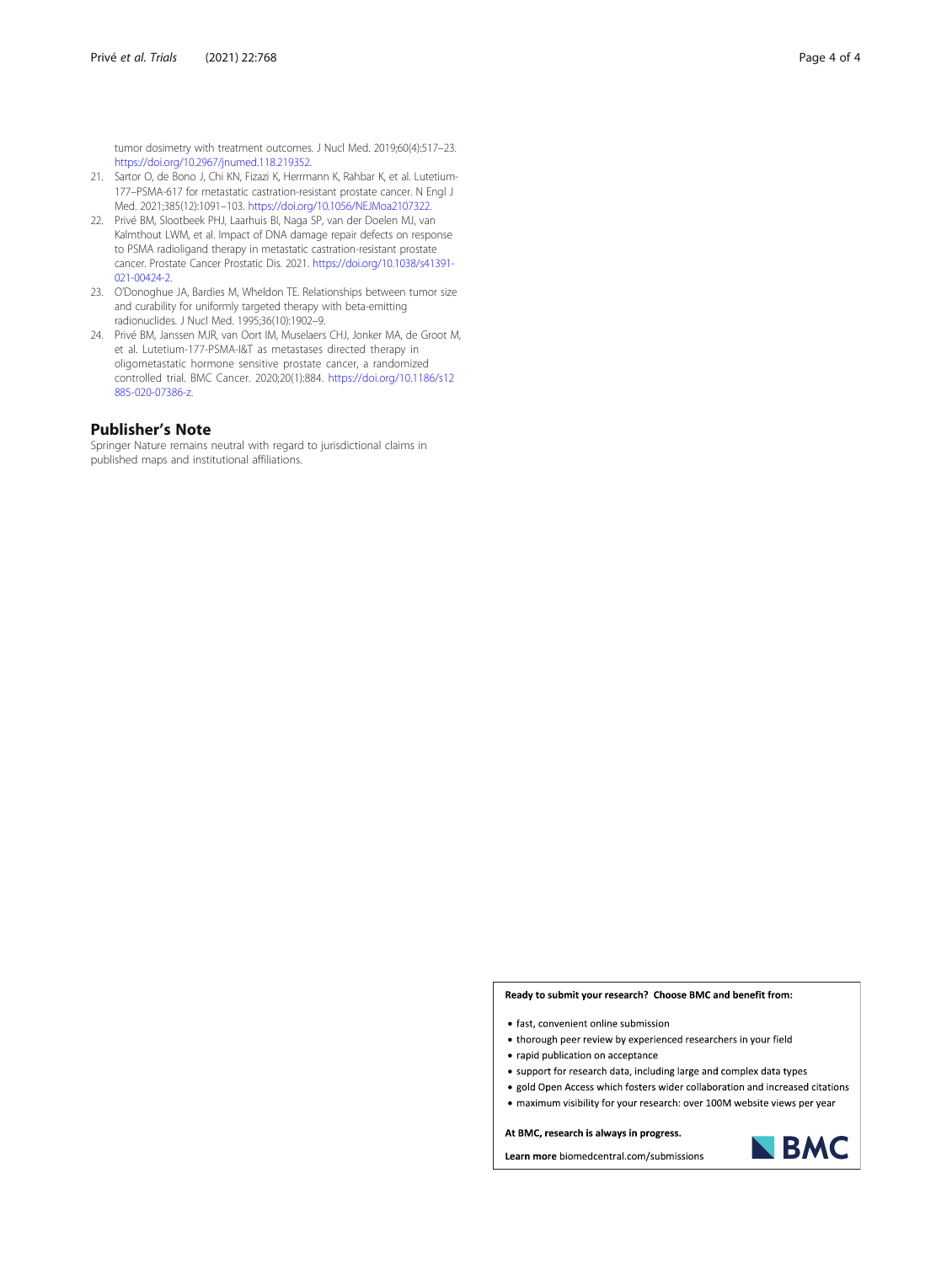tumor dosimetry with treatment outcomes. J Nucl Med. 2019;60(4):517–23. https://doi.org/10.2967/jnumed.118.219352.

21. Sartor O, de Bono J, Chi KN, Fizazi K, Herrmann K, Rahbar K, et al. Lutetium-177–PSMA-617 for metastatic castration-resistant prostate cancer. N Engl J Med. 2021;385(12):1091–103. https://doi.org/10.1056/NEJMoa2107322.
22. Privé BM, Slootbeek PHJ, Laarhuis BI, Naga SP, van der Doelen MJ, van Kalmthout LWM, et al. Impact of DNA damage repair defects on response to PSMA radioligand therapy in metastatic castration-resistant prostate cancer. Prostate Cancer Prostatic Dis. 2021. https://doi.org/10.1038/s41391-021-00424-2.
23. O'Donoghue JA, Bardies M, Wheldon TE. Relationships between tumor size and curability for uniformly targeted therapy with beta-emitting radionuclides. J Nucl Med. 1995;36(10):1902–9.
24. Privé BM, Janssen MJR, van Oort IM, Muselaers CHJ, Jonker MA, de Groot M, et al. Lutetium-177-PSMA-I&T as metastases directed therapy in oligometastatic hormone sensitive prostate cancer, a randomized controlled trial. BMC Cancer. 2020;20(1):884. https://doi.org/10.1186/s12885-020-07386-z.

## Publisher's Note

Springer Nature remains neutral with regard to jurisdictional claims in published maps and institutional affiliations.

**Ready to submit your research? Choose BMC and benefit from:**

- fast, convenient online submission
- thorough peer review by experienced researchers in your field
- rapid publication on acceptance
- support for research data, including large and complex data types
- gold Open Access which fosters wider collaboration and increased citations
- maximum visibility for your research: over 100M website views per year

**At BMC, research is always in progress.**

**Learn more** biomedcentral.com/submissions

BMC